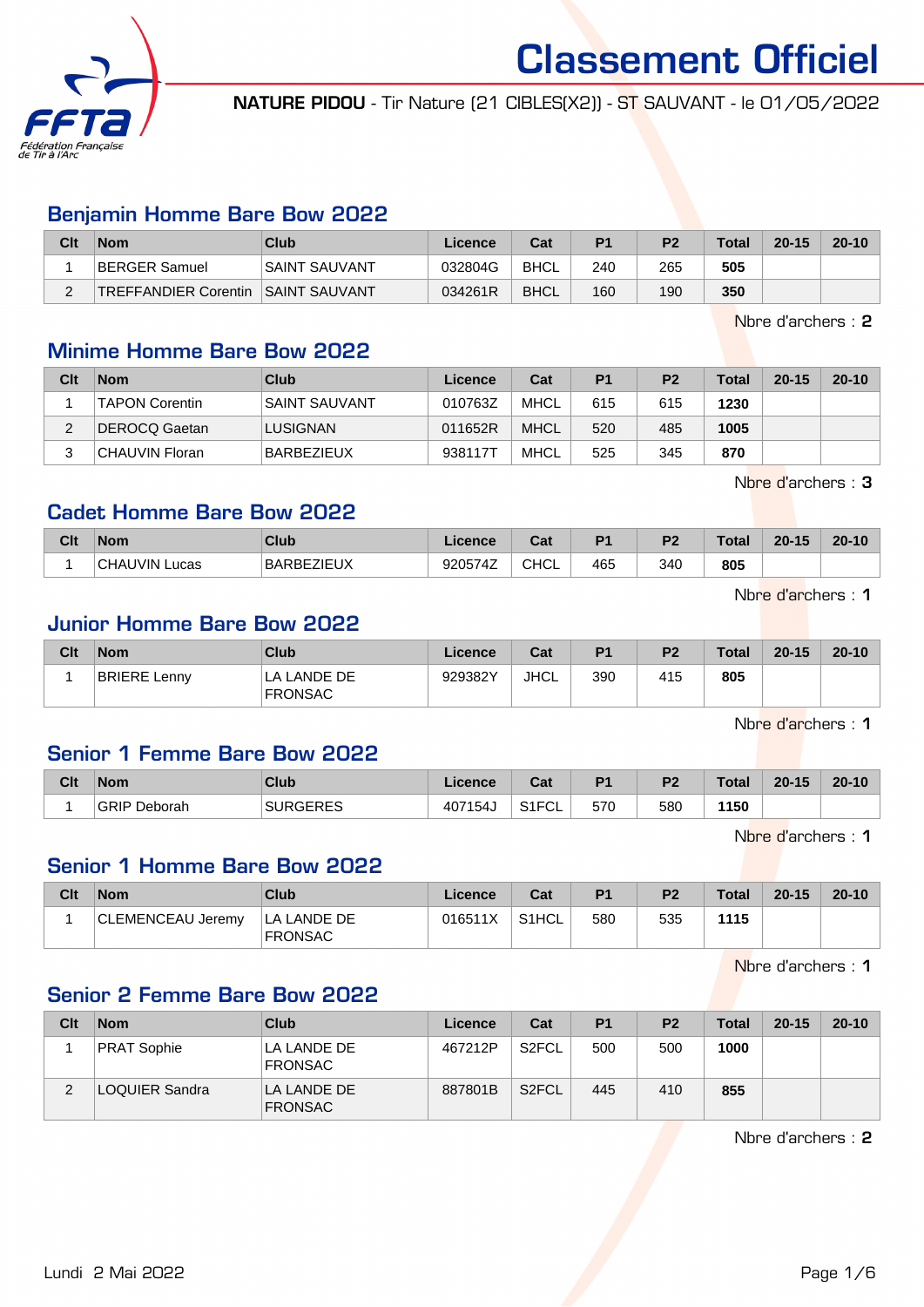# Classement Officiel

**NATURE PIDOU** - Tir Nature (21 CIBLES(X2)) - ST SAUVANT - le 01/05/2022

## Benjamin Homme Bare Bow 2022

| Clt | Nom | Club | Licence | Cat | P1 | P2 | Total | 20-15 | 20-10 |
|---|---|---|---|---|---|---|---|---|---|
| 1 | BERGER Samuel | SAINT SAUVANT | 032804G | BHCL | 240 | 265 | **505** | | |
| 2 | TREFFANDIER Corentin | SAINT SAUVANT | 034261R | BHCL | 160 | 190 | **350** | | |

Nbre d'archers : **2**

## Minime Homme Bare Bow 2022

| Clt | Nom | Club | Licence | Cat | P1 | P2 | Total | 20-15 | 20-10 |
|---|---|---|---|---|---|---|---|---|---|
| 1 | TAPON Corentin | SAINT SAUVANT | 010763Z | MHCL | 615 | 615 | **1230** | | |
| 2 | DEROCQ Gaetan | LUSIGNAN | 011652R | MHCL | 520 | 485 | **1005** | | |
| 3 | CHAUVIN Floran | BARBEZIEUX | 938117T | MHCL | 525 | 345 | **870** | | |

Nbre d'archers : **3**

## Cadet Homme Bare Bow 2022

| Clt | Nom | Club | Licence | Cat | P1 | P2 | Total | 20-15 | 20-10 |
|---|---|---|---|---|---|---|---|---|---|
| 1 | CHAUVIN Lucas | BARBEZIEUX | 920574Z | CHCL | 465 | 340 | **805** | | |

Nbre d'archers : **1**

## Junior Homme Bare Bow 2022

| Clt | Nom | Club | Licence | Cat | P1 | P2 | Total | 20-15 | 20-10 |
|---|---|---|---|---|---|---|---|---|---|
| 1 | BRIERE Lenny | LA LANDE DE FRONSAC | 929382Y | JHCL | 390 | 415 | **805** | | |

Nbre d'archers : **1**

## Senior 1 Femme Bare Bow 2022

| Clt | Nom | Club | Licence | Cat | P1 | P2 | Total | 20-15 | 20-10 |
|---|---|---|---|---|---|---|---|---|---|
| 1 | GRIP Deborah | SURGERES | 407154J | S1FCL | 570 | 580 | **1150** | | |

Nbre d'archers : **1**

## Senior 1 Homme Bare Bow 2022

| Clt | Nom | Club | Licence | Cat | P1 | P2 | Total | 20-15 | 20-10 |
|---|---|---|---|---|---|---|---|---|---|
| 1 | CLEMENCEAU Jeremy | LA LANDE DE FRONSAC | 016511X | S1HCL | 580 | 535 | **1115** | | |

Nbre d'archers : **1**

## Senior 2 Femme Bare Bow 2022

| Clt | Nom | Club | Licence | Cat | P1 | P2 | Total | 20-15 | 20-10 |
|---|---|---|---|---|---|---|---|---|---|
| 1 | PRAT Sophie | LA LANDE DE FRONSAC | 467212P | S2FCL | 500 | 500 | **1000** | | |
| 2 | LOQUIER Sandra | LA LANDE DE FRONSAC | 887801B | S2FCL | 445 | 410 | **855** | | |

Nbre d'archers : **2**

Lundi 2 Mai 2022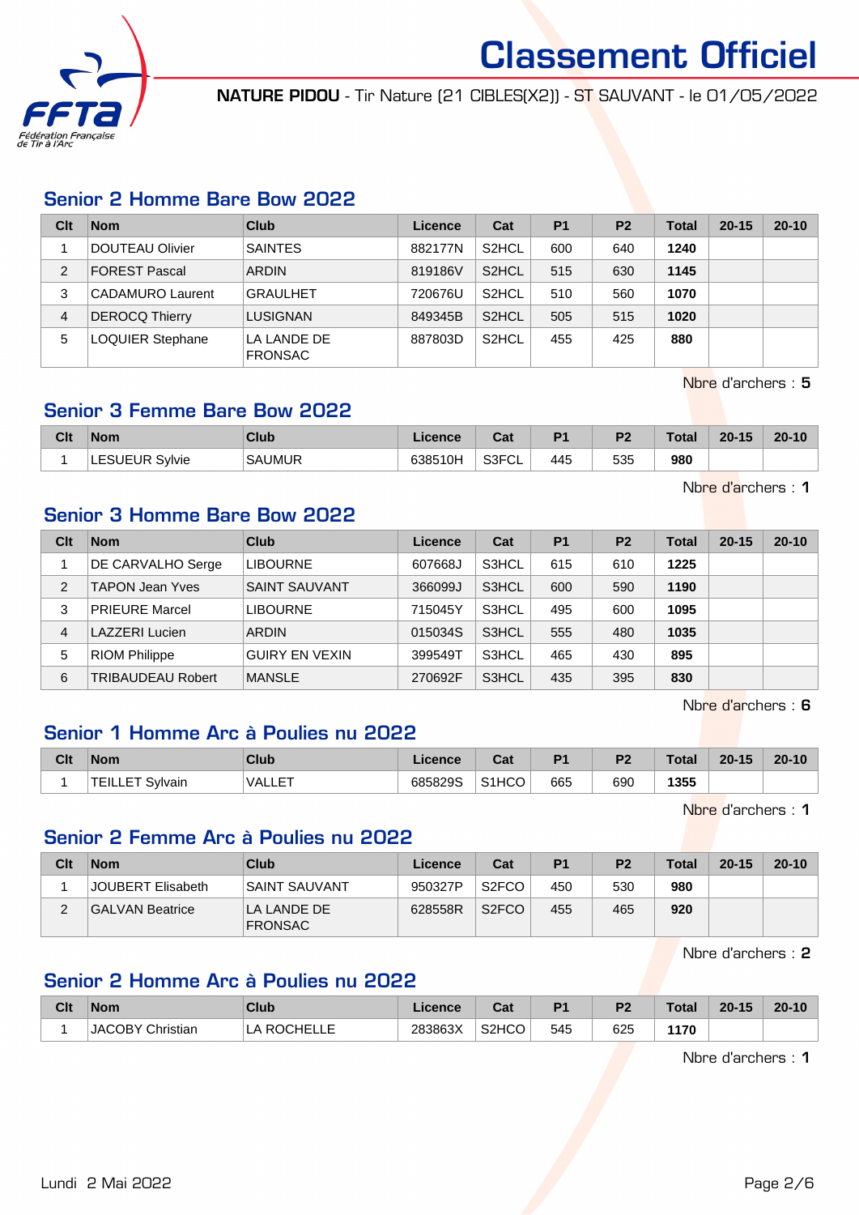# Classement Officiel

**NATURE PIDOU** - Tir Nature (21 CIBLES(X2)) - ST SAUVANT - le 01/05/2022

## Senior 2 Homme Bare Bow 2022

| Clt | Nom | Club | Licence | Cat | P1 | P2 | Total | 20-15 | 20-10 |
|---|---|---|---|---|---|---|---|---|---|
| 1 | DOUTEAU Olivier | SAINTES | 882177N | S2HCL | 600 | 640 | **1240** | | |
| 2 | FOREST Pascal | ARDIN | 819186V | S2HCL | 515 | 630 | **1145** | | |
| 3 | CADAMURO Laurent | GRAULHET | 720676U | S2HCL | 510 | 560 | **1070** | | |
| 4 | DEROCQ Thierry | LUSIGNAN | 849345B | S2HCL | 505 | 515 | **1020** | | |
| 5 | LOQUIER Stephane | LA LANDE DE FRONSAC | 887803D | S2HCL | 455 | 425 | **880** | | |

Nbre d'archers : **5**

## Senior 3 Femme Bare Bow 2022

| Clt | Nom | Club | Licence | Cat | P1 | P2 | Total | 20-15 | 20-10 |
|---|---|---|---|---|---|---|---|---|---|
| 1 | LESUEUR Sylvie | SAUMUR | 638510H | S3FCL | 445 | 535 | **980** | | |

Nbre d'archers : **1**

## Senior 3 Homme Bare Bow 2022

| Clt | Nom | Club | Licence | Cat | P1 | P2 | Total | 20-15 | 20-10 |
|---|---|---|---|---|---|---|---|---|---|
| 1 | DE CARVALHO Serge | LIBOURNE | 607668J | S3HCL | 615 | 610 | **1225** | | |
| 2 | TAPON Jean Yves | SAINT SAUVANT | 366099J | S3HCL | 600 | 590 | **1190** | | |
| 3 | PRIEURE Marcel | LIBOURNE | 715045Y | S3HCL | 495 | 600 | **1095** | | |
| 4 | LAZZERI Lucien | ARDIN | 015034S | S3HCL | 555 | 480 | **1035** | | |
| 5 | RIOM Philippe | GUIRY EN VEXIN | 399549T | S3HCL | 465 | 430 | **895** | | |
| 6 | TRIBAUDEAU Robert | MANSLE | 270692F | S3HCL | 435 | 395 | **830** | | |

Nbre d'archers : **6**

## Senior 1 Homme Arc à Poulies nu 2022

| Clt | Nom | Club | Licence | Cat | P1 | P2 | Total | 20-15 | 20-10 |
|---|---|---|---|---|---|---|---|---|---|
| 1 | TEILLET Sylvain | VALLET | 685829S | S1HCO | 665 | 690 | **1355** | | |

Nbre d'archers : **1**

## Senior 2 Femme Arc à Poulies nu 2022

| Clt | Nom | Club | Licence | Cat | P1 | P2 | Total | 20-15 | 20-10 |
|---|---|---|---|---|---|---|---|---|---|
| 1 | JOUBERT Elisabeth | SAINT SAUVANT | 950327P | S2FCO | 450 | 530 | **980** | | |
| 2 | GALVAN Beatrice | LA LANDE DE FRONSAC | 628558R | S2FCO | 455 | 465 | **920** | | |

Nbre d'archers : **2**

## Senior 2 Homme Arc à Poulies nu 2022

| Clt | Nom | Club | Licence | Cat | P1 | P2 | Total | 20-15 | 20-10 |
|---|---|---|---|---|---|---|---|---|---|
| 1 | JACOBY Christian | LA ROCHELLE | 283863X | S2HCO | 545 | 625 | **1170** | | |

Nbre d'archers : **1**

Lundi 2 Mai 2022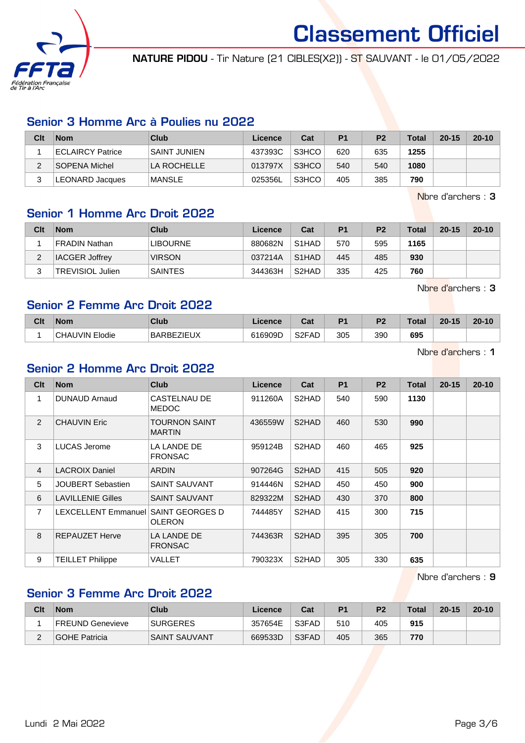# Classement Officiel

**NATURE PIDOU** - Tir Nature (21 CIBLES(X2)) - ST SAUVANT - le 01/05/2022

## Senior 3 Homme Arc à Poulies nu 2022

| Clt | Nom | Club | Licence | Cat | P1 | P2 | Total | 20-15 | 20-10 |
|---|---|---|---|---|---|---|---|---|---|
| 1 | ECLAIRCY Patrice | SAINT JUNIEN | 437393C | S3HCO | 620 | 635 | **1255** | | |
| 2 | SOPENA Michel | LA ROCHELLE | 013797X | S3HCO | 540 | 540 | **1080** | | |
| 3 | LEONARD Jacques | MANSLE | 025356L | S3HCO | 405 | 385 | **790** | | |

Nbre d'archers : **3**

## Senior 1 Homme Arc Droit 2022

| Clt | Nom | Club | Licence | Cat | P1 | P2 | Total | 20-15 | 20-10 |
|---|---|---|---|---|---|---|---|---|---|
| 1 | FRADIN Nathan | LIBOURNE | 880682N | S1HAD | 570 | 595 | **1165** | | |
| 2 | IACGER Joffrey | VIRSON | 037214A | S1HAD | 445 | 485 | **930** | | |
| 3 | TREVISIOL Julien | SAINTES | 344363H | S2HAD | 335 | 425 | **760** | | |

Nbre d'archers : **3**

## Senior 2 Femme Arc Droit 2022

| Clt | Nom | Club | Licence | Cat | P1 | P2 | Total | 20-15 | 20-10 |
|---|---|---|---|---|---|---|---|---|---|
| 1 | CHAUVIN Elodie | BARBEZIEUX | 616909D | S2FAD | 305 | 390 | **695** | | |

Nbre d'archers : **1**

## Senior 2 Homme Arc Droit 2022

| Clt | Nom | Club | Licence | Cat | P1 | P2 | Total | 20-15 | 20-10 |
|---|---|---|---|---|---|---|---|---|---|
| 1 | DUNAUD Arnaud | CASTELNAU DE MEDOC | 911260A | S2HAD | 540 | 590 | **1130** | | |
| 2 | CHAUVIN Eric | TOURNON SAINT MARTIN | 436559W | S2HAD | 460 | 530 | **990** | | |
| 3 | LUCAS Jerome | LA LANDE DE FRONSAC | 959124B | S2HAD | 460 | 465 | **925** | | |
| 4 | LACROIX Daniel | ARDIN | 907264G | S2HAD | 415 | 505 | **920** | | |
| 5 | JOUBERT Sebastien | SAINT SAUVANT | 914446N | S2HAD | 450 | 450 | **900** | | |
| 6 | LAVILLENIE Gilles | SAINT SAUVANT | 829322M | S2HAD | 430 | 370 | **800** | | |
| 7 | LEXCELLENT Emmanuel | SAINT GEORGES D OLERON | 744485Y | S2HAD | 415 | 300 | **715** | | |
| 8 | REPAUZET Herve | LA LANDE DE FRONSAC | 744363R | S2HAD | 395 | 305 | **700** | | |
| 9 | TEILLET Philippe | VALLET | 790323X | S2HAD | 305 | 330 | **635** | | |

Nbre d'archers : **9**

## Senior 3 Femme Arc Droit 2022

| Clt | Nom | Club | Licence | Cat | P1 | P2 | Total | 20-15 | 20-10 |
|---|---|---|---|---|---|---|---|---|---|
| 1 | FREUND Genevieve | SURGERES | 357654E | S3FAD | 510 | 405 | **915** | | |
| 2 | GOHE Patricia | SAINT SAUVANT | 669533D | S3FAD | 405 | 365 | **770** | | |

Lundi 2 Mai 2022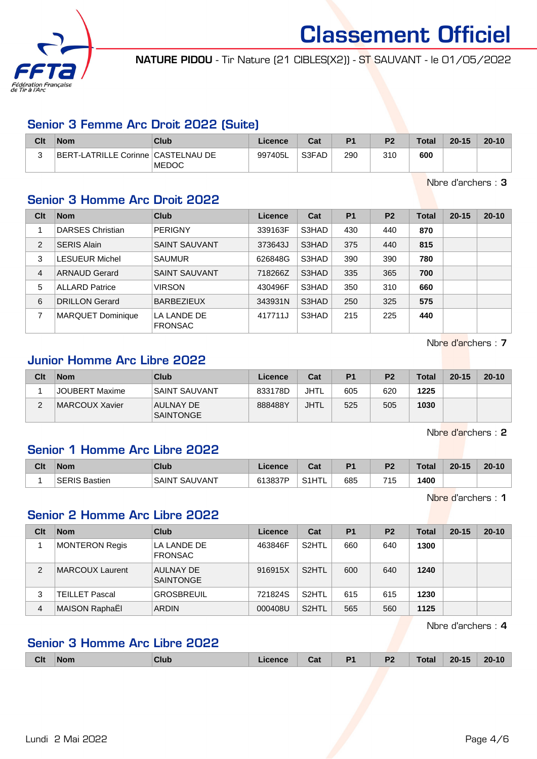# Classement Officiel

**NATURE PIDOU** - Tir Nature (21 CIBLES(X2)) - ST SAUVANT - le 01/05/2022

## Senior 3 Femme Arc Droit 2022 (Suite)

| Clt | Nom | Club | Licence | Cat | P1 | P2 | Total | 20-15 | 20-10 |
|---|---|---|---|---|---|---|---|---|---|
| 3 | BERT-LATRILLE Corinne | CASTELNAU DE MEDOC | 997405L | S3FAD | 290 | 310 | **600** | | |

Nbre d'archers : **3**

## Senior 3 Homme Arc Droit 2022

| Clt | Nom | Club | Licence | Cat | P1 | P2 | Total | 20-15 | 20-10 |
|---|---|---|---|---|---|---|---|---|---|
| 1 | DARSES Christian | PERIGNY | 339163F | S3HAD | 430 | 440 | **870** | | |
| 2 | SERIS Alain | SAINT SAUVANT | 373643J | S3HAD | 375 | 440 | **815** | | |
| 3 | LESUEUR Michel | SAUMUR | 626848G | S3HAD | 390 | 390 | **780** | | |
| 4 | ARNAUD Gerard | SAINT SAUVANT | 718266Z | S3HAD | 335 | 365 | **700** | | |
| 5 | ALLARD Patrice | VIRSON | 430496F | S3HAD | 350 | 310 | **660** | | |
| 6 | DRILLON Gerard | BARBEZIEUX | 343931N | S3HAD | 250 | 325 | **575** | | |
| 7 | MARQUET Dominique | LA LANDE DE FRONSAC | 417711J | S3HAD | 215 | 225 | **440** | | |

Nbre d'archers : **7**

## Junior Homme Arc Libre 2022

| Clt | Nom | Club | Licence | Cat | P1 | P2 | Total | 20-15 | 20-10 |
|---|---|---|---|---|---|---|---|---|---|
| 1 | JOUBERT Maxime | SAINT SAUVANT | 833178D | JHTL | 605 | 620 | **1225** | | |
| 2 | MARCOUX Xavier | AULNAY DE SAINTONGE | 888488Y | JHTL | 525 | 505 | **1030** | | |

Nbre d'archers : **2**

## Senior 1 Homme Arc Libre 2022

| Clt | Nom | Club | Licence | Cat | P1 | P2 | Total | 20-15 | 20-10 |
|---|---|---|---|---|---|---|---|---|---|
| 1 | SERIS Bastien | SAINT SAUVANT | 613837P | S1HTL | 685 | 715 | **1400** | | |

Nbre d'archers : **1**

## Senior 2 Homme Arc Libre 2022

| Clt | Nom | Club | Licence | Cat | P1 | P2 | Total | 20-15 | 20-10 |
|---|---|---|---|---|---|---|---|---|---|
| 1 | MONTERON Regis | LA LANDE DE FRONSAC | 463846F | S2HTL | 660 | 640 | **1300** | | |
| 2 | MARCOUX Laurent | AULNAY DE SAINTONGE | 916915X | S2HTL | 600 | 640 | **1240** | | |
| 3 | TEILLET Pascal | GROSBREUIL | 721824S | S2HTL | 615 | 615 | **1230** | | |
| 4 | MAISON RaphaËl | ARDIN | 000408U | S2HTL | 565 | 560 | **1125** | | |

Nbre d'archers : **4**

## Senior 3 Homme Arc Libre 2022

| Clt | Nom | Club | Licence | Cat | P1 | P2 | Total | 20-15 | 20-10 |
|---|---|---|---|---|---|---|---|---|---|

Lundi 2 Mai 2022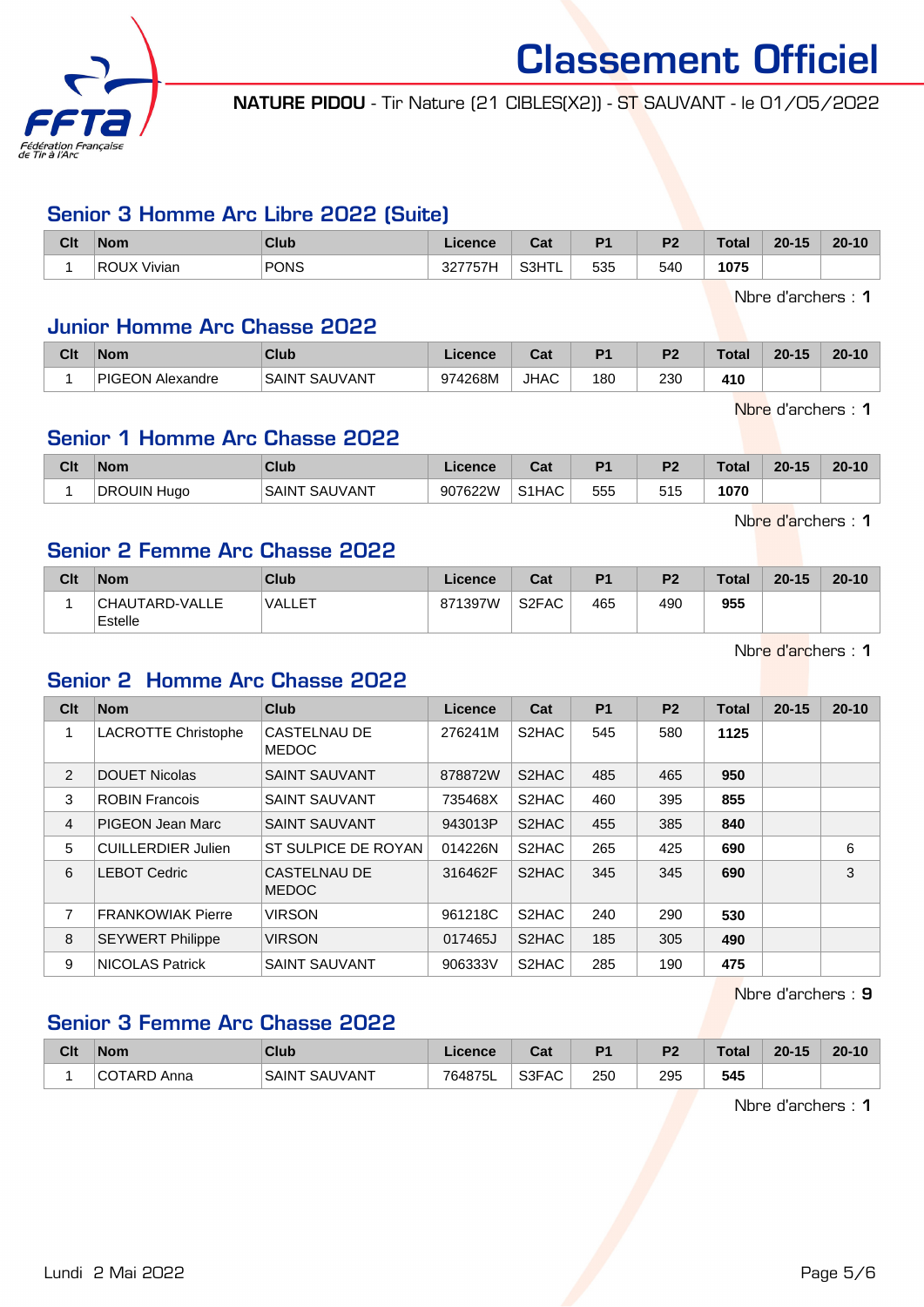# Classement Officiel

**NATURE PIDOU** - Tir Nature (21 CIBLES(X2)) - ST SAUVANT - le 01/05/2022

## Senior 3 Homme Arc Libre 2022 (Suite)

| Clt | Nom | Club | Licence | Cat | P1 | P2 | Total | 20-15 | 20-10 |
|---|---|---|---|---|---|---|---|---|---|
| 1 | ROUX Vivian | PONS | 327757H | S3HTL | 535 | 540 | **1075** | | |

Nbre d'archers : **1**

## Junior Homme Arc Chasse 2022

| Clt | Nom | Club | Licence | Cat | P1 | P2 | Total | 20-15 | 20-10 |
|---|---|---|---|---|---|---|---|---|---|
| 1 | PIGEON Alexandre | SAINT SAUVANT | 974268M | JHAC | 180 | 230 | **410** | | |

Nbre d'archers : **1**

## Senior 1 Homme Arc Chasse 2022

| Clt | Nom | Club | Licence | Cat | P1 | P2 | Total | 20-15 | 20-10 |
|---|---|---|---|---|---|---|---|---|---|
| 1 | DROUIN Hugo | SAINT SAUVANT | 907622W | S1HAC | 555 | 515 | **1070** | | |

Nbre d'archers : **1**

## Senior 2 Femme Arc Chasse 2022

| Clt | Nom | Club | Licence | Cat | P1 | P2 | Total | 20-15 | 20-10 |
|---|---|---|---|---|---|---|---|---|---|
| 1 | CHAUTARD-VALLE Estelle | VALLET | 871397W | S2FAC | 465 | 490 | **955** | | |

Nbre d'archers : **1**

## Senior 2 Homme Arc Chasse 2022

| Clt | Nom | Club | Licence | Cat | P1 | P2 | Total | 20-15 | 20-10 |
|---|---|---|---|---|---|---|---|---|---|
| 1 | LACROTTE Christophe | CASTELNAU DE MEDOC | 276241M | S2HAC | 545 | 580 | **1125** | | |
| 2 | DOUET Nicolas | SAINT SAUVANT | 878872W | S2HAC | 485 | 465 | **950** | | |
| 3 | ROBIN Francois | SAINT SAUVANT | 735468X | S2HAC | 460 | 395 | **855** | | |
| 4 | PIGEON Jean Marc | SAINT SAUVANT | 943013P | S2HAC | 455 | 385 | **840** | | |
| 5 | CUILLERDIER Julien | ST SULPICE DE ROYAN | 014226N | S2HAC | 265 | 425 | **690** | | 6 |
| 6 | LEBOT Cedric | CASTELNAU DE MEDOC | 316462F | S2HAC | 345 | 345 | **690** | | 3 |
| 7 | FRANKOWIAK Pierre | VIRSON | 961218C | S2HAC | 240 | 290 | **530** | | |
| 8 | SEYWERT Philippe | VIRSON | 017465J | S2HAC | 185 | 305 | **490** | | |
| 9 | NICOLAS Patrick | SAINT SAUVANT | 906333V | S2HAC | 285 | 190 | **475** | | |

Nbre d'archers : **9**

## Senior 3 Femme Arc Chasse 2022

| Clt | Nom | Club | Licence | Cat | P1 | P2 | Total | 20-15 | 20-10 |
|---|---|---|---|---|---|---|---|---|---|
| 1 | COTARD Anna | SAINT SAUVANT | 764875L | S3FAC | 250 | 295 | **545** | | |

Nbre d'archers : **1**

Lundi 2 Mai 2022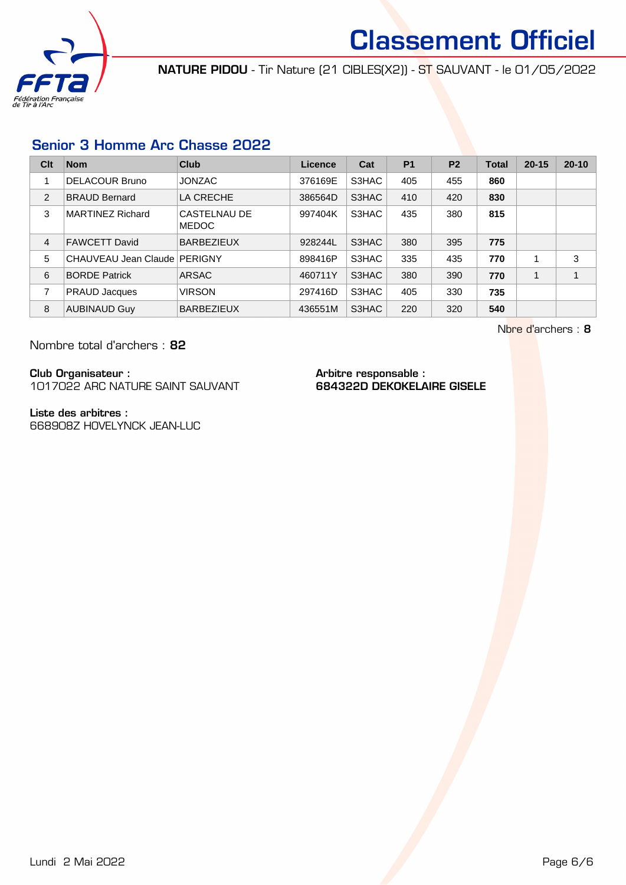# Classement Officiel

**NATURE PIDOU** - Tir Nature (21 CIBLES(X2)) - ST SAUVANT - le 01/05/2022

## Senior 3 Homme Arc Chasse 2022

| Clt | Nom | Club | Licence | Cat | P1 | P2 | Total | 20-15 | 20-10 |
|---|---|---|---|---|---|---|---|---|---|
| 1 | DELACOUR Bruno | JONZAC | 376169E | S3HAC | 405 | 455 | **860** | | |
| 2 | BRAUD Bernard | LA CRECHE | 386564D | S3HAC | 410 | 420 | **830** | | |
| 3 | MARTINEZ Richard | CASTELNAU DE MEDOC | 997404K | S3HAC | 435 | 380 | **815** | | |
| 4 | FAWCETT David | BARBEZIEUX | 928244L | S3HAC | 380 | 395 | **775** | | |
| 5 | CHAUVEAU Jean Claude | PERIGNY | 898416P | S3HAC | 335 | 435 | **770** | 1 | 3 |
| 6 | BORDE Patrick | ARSAC | 460711Y | S3HAC | 380 | 390 | **770** | 1 | 1 |
| 7 | PRAUD Jacques | VIRSON | 297416D | S3HAC | 405 | 330 | **735** | | |
| 8 | AUBINAUD Guy | BARBEZIEUX | 436551M | S3HAC | 220 | 320 | **540** | | |

Nbre d'archers : **8**

Nombre total d'archers : **82**

**Club Organisateur :**
1017022 ARC NATURE SAINT SAUVANT

**Arbitre responsable :**
**684322D DEKOKELAIRE GISELE**

**Liste des arbitres :**
668908Z HOVELYNCK JEAN-LUC

Lundi 2 Mai 2022